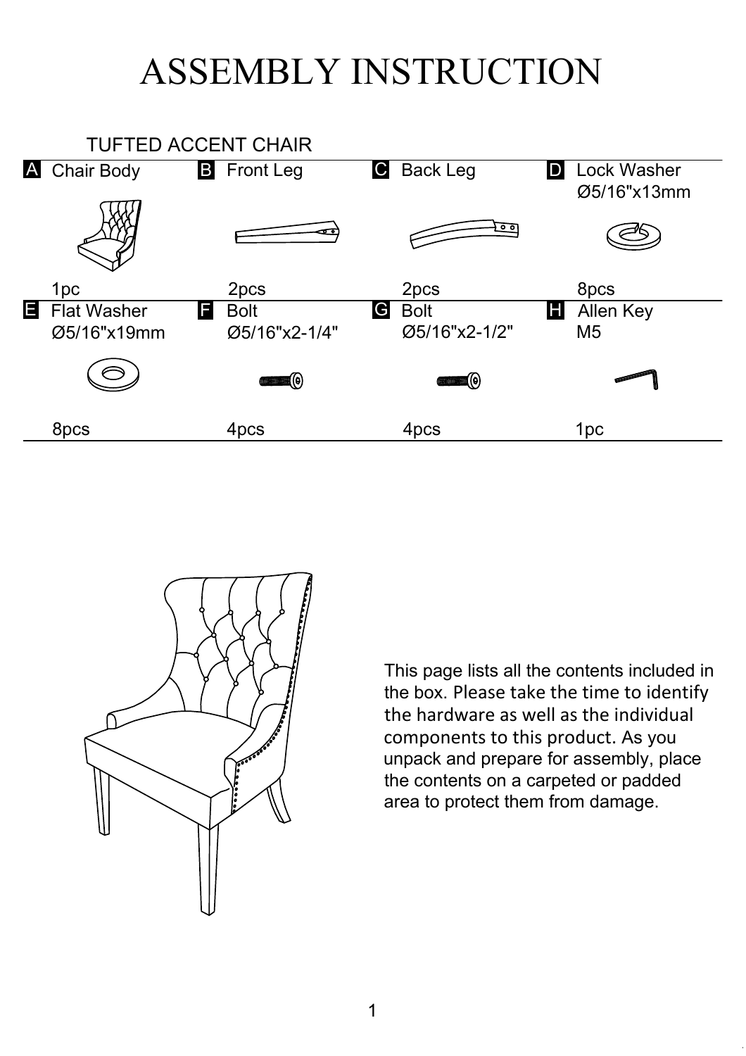# ASSEMBLY INSTRUCTION

## TUFTED ACCENT CHAIR

| | Part | Size | Quantity |
|---|---|---|---|
| A | Chair Body | | 1pc |
| B | Front Leg | | 2pcs |
| C | Back Leg | | 2pcs |
| D | Lock Washer | Ø5/16"x13mm | 8pcs |
| E | Flat Washer | Ø5/16"x19mm | 8pcs |
| F | Bolt | Ø5/16"x2-1/4" | 4pcs |
| G | Bolt | Ø5/16"x2-1/2" | 4pcs |
| H | Allen Key | M5 | 1pc |

This page lists all the contents included in the box. Please take the time to identify the hardware as well as the individual components to this product. As you unpack and prepare for assembly, place the contents on a carpeted or padded area to protect them from damage.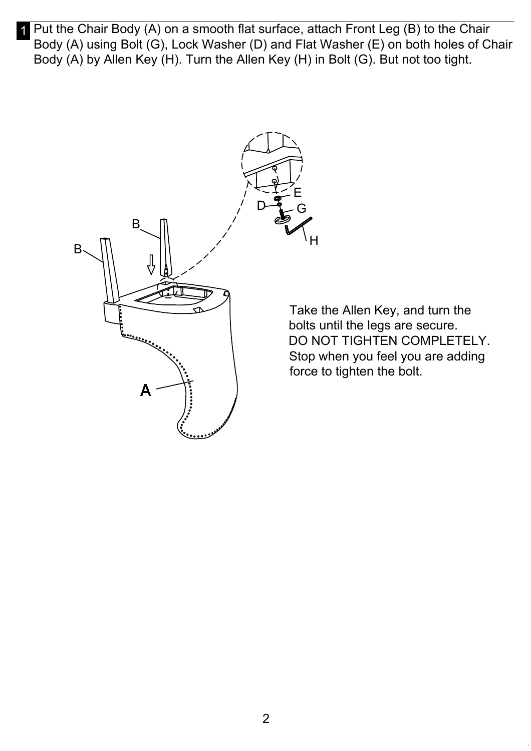**1** Put the Chair Body (A) on a smooth flat surface, attach Front Leg (B) to the Chair Body (A) using Bolt (G), Lock Washer (D) and Flat Washer (E) on both holes of Chair Body (A) by Allen Key (H). Turn the Allen Key (H) in Bolt (G). But not too tight.

Take the Allen Key, and turn the bolts until the legs are secure. DO NOT TIGHTEN COMPLETELY. Stop when you feel you are adding force to tighten the bolt.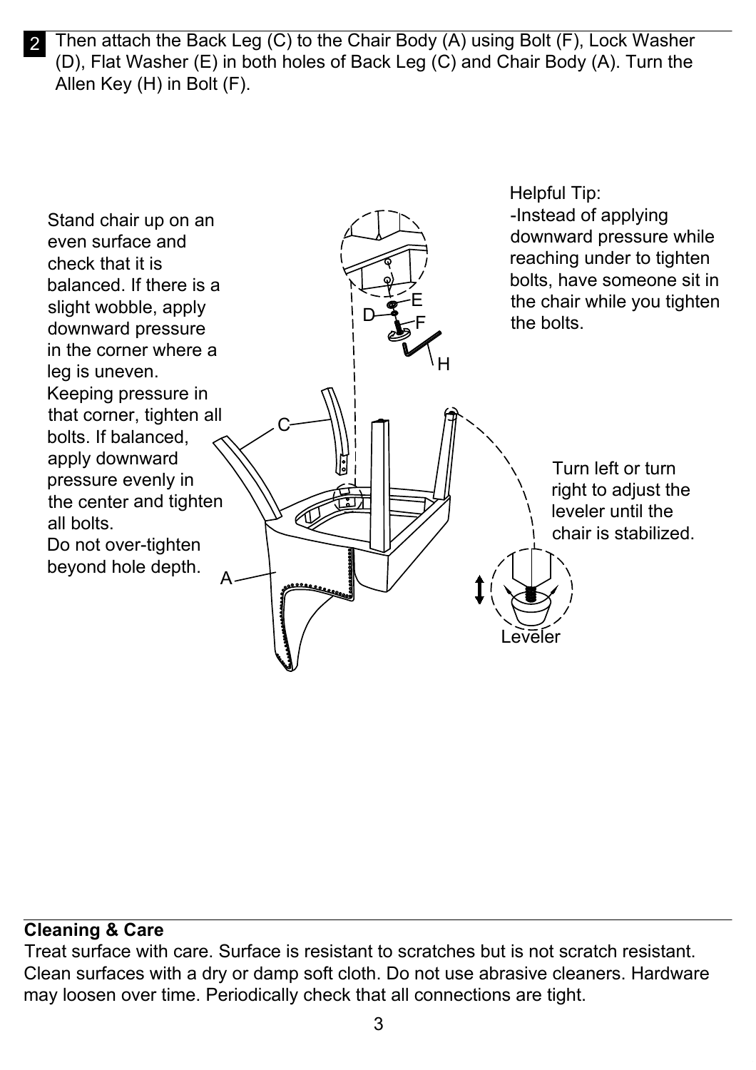**2** Then attach the Back Leg (C) to the Chair Body (A) using Bolt (F), Lock Washer (D), Flat Washer (E) in both holes of Back Leg (C) and Chair Body (A). Turn the Allen Key (H) in Bolt (F).

Stand chair up on an even surface and check that it is balanced. If there is a slight wobble, apply downward pressure in the corner where a leg is uneven. Keeping pressure in that corner, tighten all bolts. If balanced, apply downward pressure evenly in the center and tighten all bolts.
Do not over-tighten beyond hole depth.

Helpful Tip:
-Instead of applying downward pressure while reaching under to tighten bolts, have someone sit in the chair while you tighten the bolts.

E
D
F
H
C
A

Turn left or turn right to adjust the leveler until the chair is stabilized.

Leveler

**Cleaning & Care**

Treat surface with care. Surface is resistant to scratches but is not scratch resistant. Clean surfaces with a dry or damp soft cloth. Do not use abrasive cleaners. Hardware may loosen over time. Periodically check that all connections are tight.